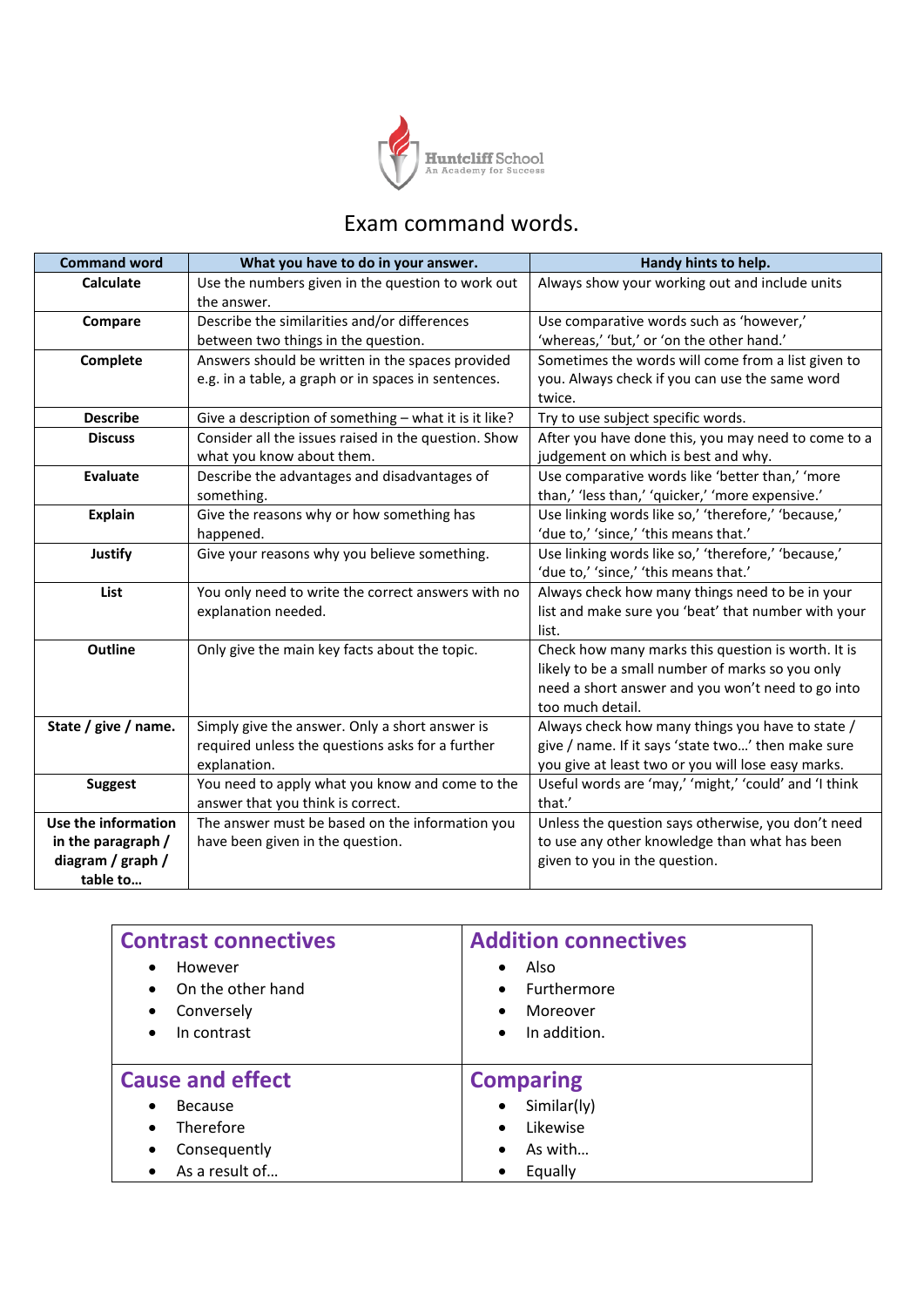Huntcliff School
An Academy for Success

# Exam command words.

| Command word | What you have to do in your answer. | Handy hints to help. |
|---|---|---|
| **Calculate** | Use the numbers given in the question to work out the answer. | Always show your working out and include units |
| **Compare** | Describe the similarities and/or differences between two things in the question. | Use comparative words such as 'however,' 'whereas,' 'but,' or 'on the other hand.' |
| **Complete** | Answers should be written in the spaces provided e.g. in a table, a graph or in spaces in sentences. | Sometimes the words will come from a list given to you. Always check if you can use the same word twice. |
| **Describe** | Give a description of something – what it is it like? | Try to use subject specific words. |
| **Discuss** | Consider all the issues raised in the question. Show what you know about them. | After you have done this, you may need to come to a judgement on which is best and why. |
| **Evaluate** | Describe the advantages and disadvantages of something. | Use comparative words like 'better than,' 'more than,' 'less than,' 'quicker,' 'more expensive.' |
| **Explain** | Give the reasons why or how something has happened. | Use linking words like so,' 'therefore,' 'because,' 'due to,' 'since,' 'this means that.' |
| **Justify** | Give your reasons why you believe something. | Use linking words like so,' 'therefore,' 'because,' 'due to,' 'since,' 'this means that.' |
| **List** | You only need to write the correct answers with no explanation needed. | Always check how many things need to be in your list and make sure you 'beat' that number with your list. |
| **Outline** | Only give the main key facts about the topic. | Check how many marks this question is worth. It is likely to be a small number of marks so you only need a short answer and you won't need to go into too much detail. |
| **State / give / name.** | Simply give the answer. Only a short answer is required unless the questions asks for a further explanation. | Always check how many things you have to state / give / name. If it says 'state two…' then make sure you give at least two or you will lose easy marks. |
| **Suggest** | You need to apply what you know and come to the answer that you think is correct. | Useful words are 'may,' 'might,' 'could' and 'I think that.' |
| **Use the information in the paragraph / diagram / graph / table to…** | The answer must be based on the information you have been given in the question. | Unless the question says otherwise, you don't need to use any other knowledge than what has been given to you in the question. |

## Contrast connectives

- However
- On the other hand
- Conversely
- In contrast

## Addition connectives

- Also
- Furthermore
- Moreover
- In addition.

## Cause and effect

- Because
- Therefore
- Consequently
- As a result of…

## Comparing

- Similar(ly)
- Likewise
- As with…
- Equally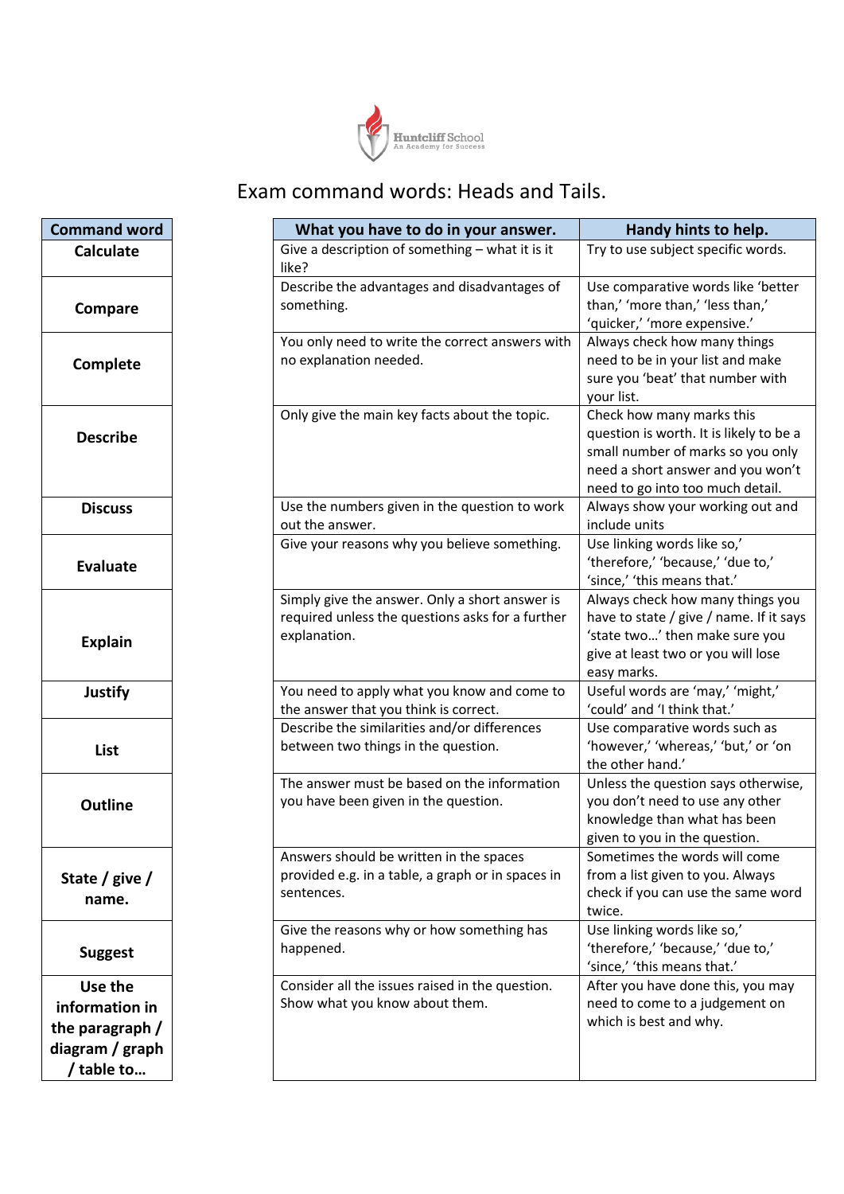# Exam command words: Heads and Tails.

| Command word |
|---|
| Calculate |
| Compare |
| Complete |
| Describe |
| Discuss |
| Evaluate |
| Explain |
| Justify |
| List |
| Outline |
| State / give / name. |
| Suggest |
| Use the information in the paragraph / diagram / graph / table to… |

| What you have to do in your answer. | Handy hints to help. |
|---|---|
| Give a description of something – what it is it like? | Try to use subject specific words. |
| Describe the advantages and disadvantages of something. | Use comparative words like 'better than,' 'more than,' 'less than,' 'quicker,' 'more expensive.' |
| You only need to write the correct answers with no explanation needed. | Always check how many things need to be in your list and make sure you 'beat' that number with your list. |
| Only give the main key facts about the topic. | Check how many marks this question is worth. It is likely to be a small number of marks so you only need a short answer and you won't need to go into too much detail. |
| Use the numbers given in the question to work out the answer. | Always show your working out and include units |
| Give your reasons why you believe something. | Use linking words like so,' 'therefore,' 'because,' 'due to,' 'since,' 'this means that.' |
| Simply give the answer. Only a short answer is required unless the questions asks for a further explanation. | Always check how many things you have to state / give / name. If it says 'state two…' then make sure you give at least two or you will lose easy marks. |
| You need to apply what you know and come to the answer that you think is correct. | Useful words are 'may,' 'might,' 'could' and 'I think that.' |
| Describe the similarities and/or differences between two things in the question. | Use comparative words such as 'however,' 'whereas,' 'but,' or 'on the other hand.' |
| The answer must be based on the information you have been given in the question. | Unless the question says otherwise, you don't need to use any other knowledge than what has been given to you in the question. |
| Answers should be written in the spaces provided e.g. in a table, a graph or in spaces in sentences. | Sometimes the words will come from a list given to you. Always check if you can use the same word twice. |
| Give the reasons why or how something has happened. | Use linking words like so,' 'therefore,' 'because,' 'due to,' 'since,' 'this means that.' |
| Consider all the issues raised in the question. Show what you know about them. | After you have done this, you may need to come to a judgement on which is best and why. |